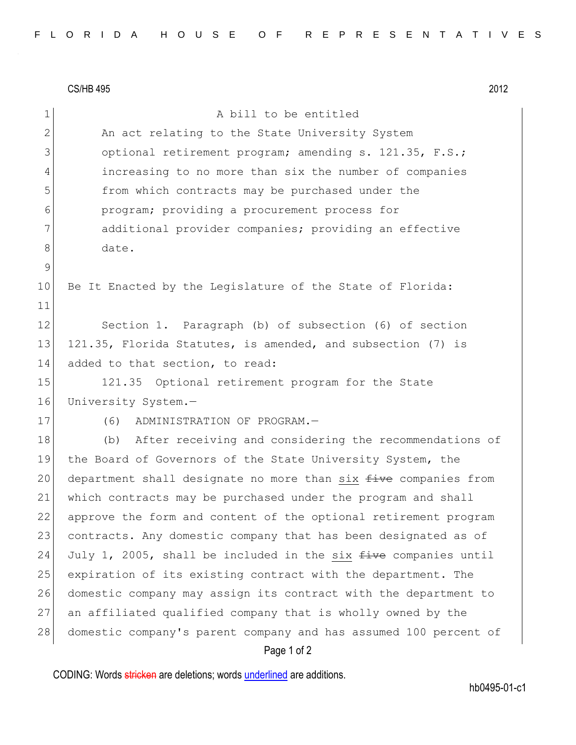CS/HB 495 2012

A bill to be entitled

An act relating to the State University System optional retirement program; amending s. 121.35, F.S.; increasing to no more than six the number of companies from which contracts may be purchased under the program; providing a procurement process for additional provider companies; providing an effective date.

Be It Enacted by the Legislature of the State of Florida:

Section 1. Paragraph (b) of subsection (6) of section 121.35, Florida Statutes, is amended, and subsection (7) is added to that section, to read:

121.35 Optional retirement program for the State University System.—

(6) ADMINISTRATION OF PROGRAM.—

(b) After receiving and considering the recommendations of the Board of Governors of the State University System, the department shall designate no more than <u>six</u> ~~five~~ companies from which contracts may be purchased under the program and shall approve the form and content of the optional retirement program contracts. Any domestic company that has been designated as of July 1, 2005, shall be included in the <u>six</u> ~~five~~ companies until expiration of its existing contract with the department. The domestic company may assign its contract with the department to an affiliated qualified company that is wholly owned by the domestic company's parent company and has assumed 100 percent of

CODING: Words ~~stricken~~ are deletions; words <u>underlined</u> are additions.

hb0495-01-c1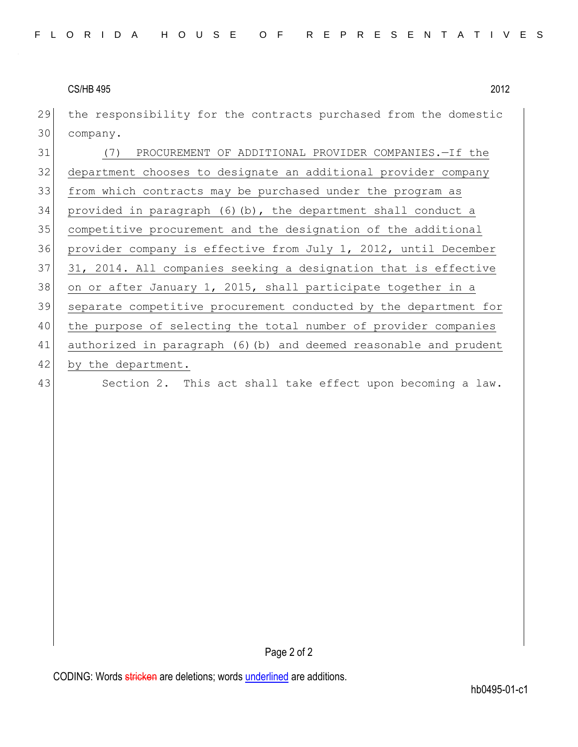the responsibility for the contracts purchased from the domestic company.

(7) PROCUREMENT OF ADDITIONAL PROVIDER COMPANIES.—If the department chooses to designate an additional provider company from which contracts may be purchased under the program as provided in paragraph (6)(b), the department shall conduct a competitive procurement and the designation of the additional provider company is effective from July 1, 2012, until December 31, 2014. All companies seeking a designation that is effective on or after January 1, 2015, shall participate together in a separate competitive procurement conducted by the department for the purpose of selecting the total number of provider companies authorized in paragraph (6)(b) and deemed reasonable and prudent by the department.

Section 2. This act shall take effect upon becoming a law.